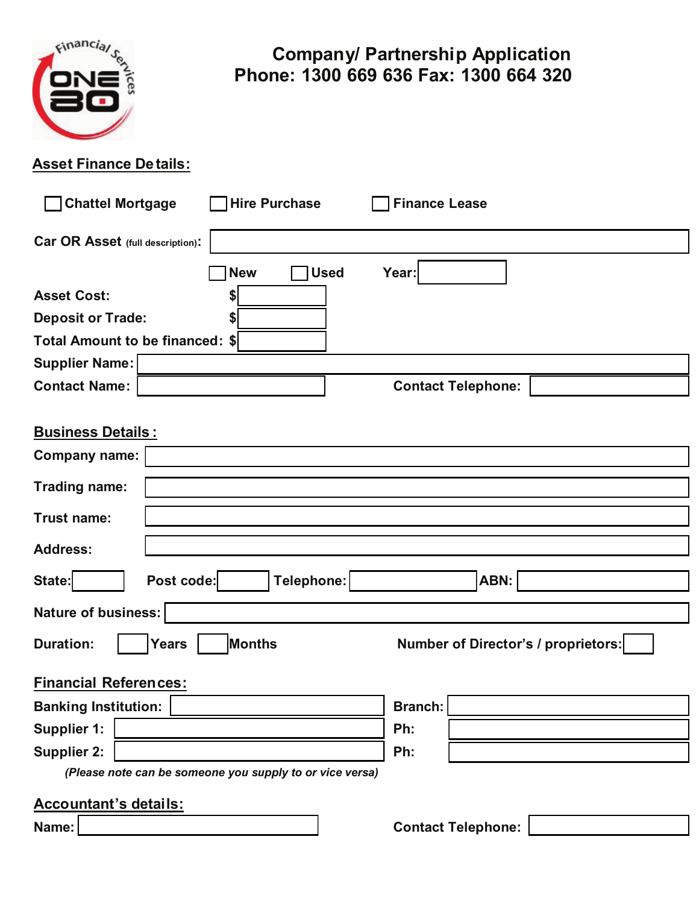# Company/ Partnership Application

**Phone: 1300 669 636 Fax: 1300 664 320**

## Asset Finance Details:

☐ Chattel Mortgage ☐ Hire Purchase ☐ Finance Lease

**Car OR Asset** (full description): ________________________________

☐ New ☐ Used **Year:** ________

**Asset Cost:** $ ________

**Deposit or Trade:** $ ________

**Total Amount to be financed:** $ ________

**Supplier Name:** ________________________________

**Contact Name:** ________________ **Contact Telephone:** ________________

## Business Details:

**Company name:** ________________________________

**Trading name:** ________________________________

**Trust name:** ________________________________

**Address:** ________________________________

**State:** ________ **Post code:** ________ **Telephone:** ________ **ABN:** ________

**Nature of business:** ________________________________

**Duration:** ____ **Years** ____ **Months** **Number of Director's / proprietors:** ____

## Financial References:

**Banking Institution:** ________________ **Branch:** ________________

**Supplier 1:** ________________ **Ph:** ________________

**Supplier 2:** ________________ **Ph:** ________________

*(Please note can be someone you supply to or vice versa)*

## Accountant's details:

**Name:** ________________ **Contact Telephone:** ________________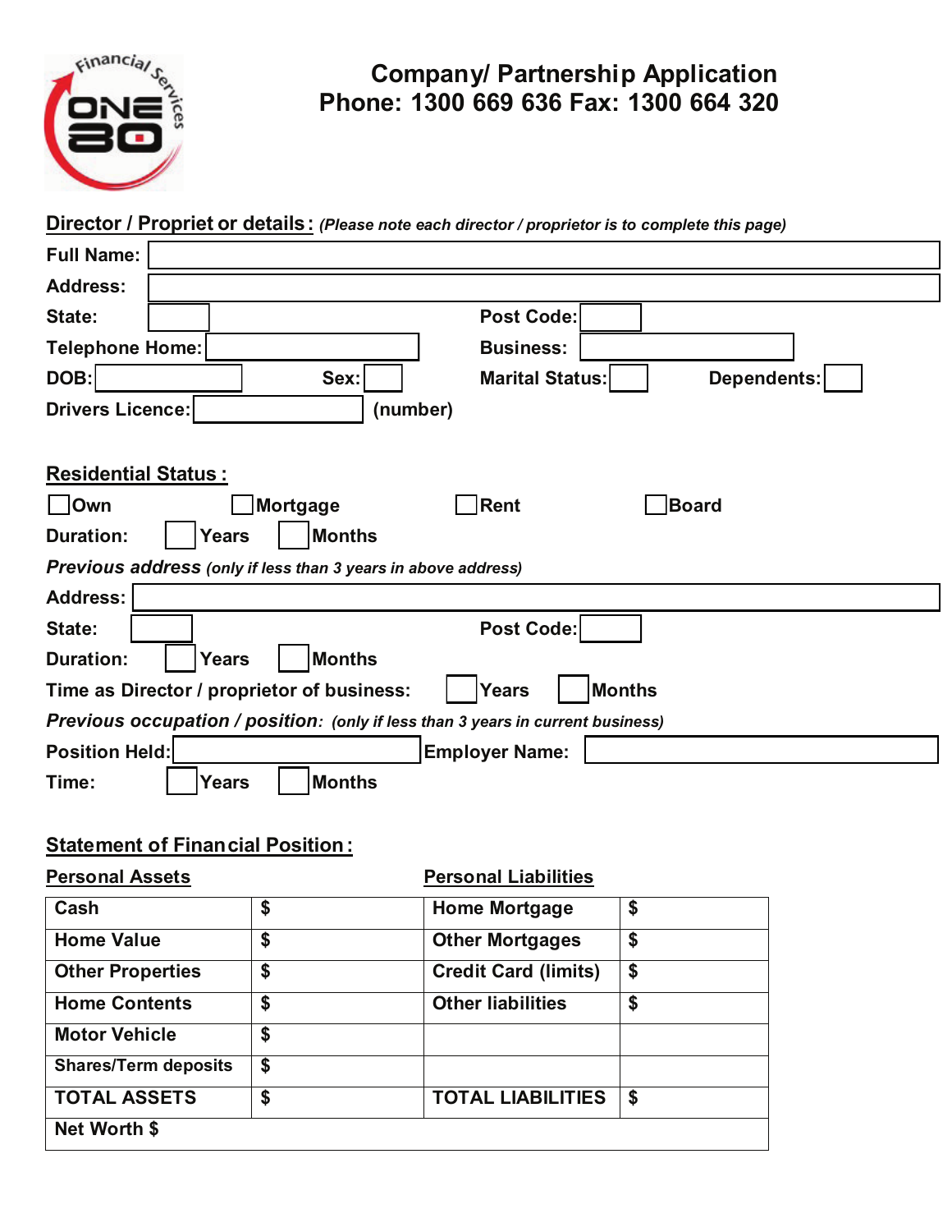# Company/ Partnership Application

**Phone: 1300 669 636 Fax: 1300 664 320**

## Director / Propriet or details: *(Please note each director / proprietor is to complete this page)*

**Full Name:**

**Address:**

**State:** **Post Code:**

**Telephone Home:** **Business:**

**DOB:** **Sex:** **Marital Status:** **Dependents:**

**Drivers Licence:** (number)

## Residential Status:

☐ Own ☐ Mortgage ☐ Rent ☐ Board

**Duration:** ☐ Years ☐ Months

***Previous address*** *(only if less than 3 years in above address)*

**Address:**

**State:** **Post Code:**

**Duration:** ☐ Years ☐ Months

**Time as Director / proprietor of business:** ☐ Years ☐ Months

***Previous occupation / position:*** *(only if less than 3 years in current business)*

**Position Held:** **Employer Name:**

**Time:** ☐ Years ☐ Months

## Statement of Financial Position:

| Personal Assets | | Personal Liabilities | |
|---|---|---|---|
| Cash | $ | Home Mortgage | $ |
| Home Value | $ | Other Mortgages | $ |
| Other Properties | $ | Credit Card (limits) | $ |
| Home Contents | $ | Other liabilities | $ |
| Motor Vehicle | $ | | |
| Shares/Term deposits | $ | | |
| TOTAL ASSETS | $ | TOTAL LIABILITIES | $ |
| Net Worth $ | | | |